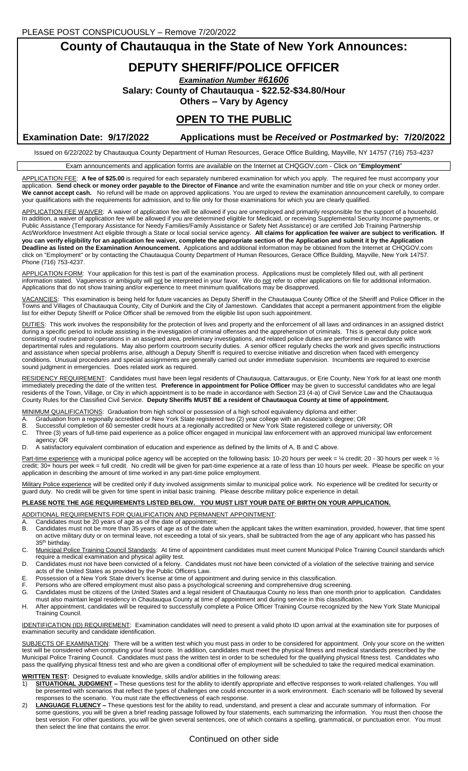PLEASE POST CONSPICUOUSLY – Remove 7/20/2022

# County of Chautauqua in the State of New York Announces:

## DEPUTY SHERIFF/POLICE OFFICER

***Examination Number #61606***

**Salary: County of Chautauqua - $22.52-$34.80/Hour**

**Others – Vary by Agency**

## OPEN TO THE PUBLIC

**Examination Date: 9/17/2022 Applications must be *Received* or *Postmarked* by: 7/20/2022**

Issued on 6/22/2022 by Chautauqua County Department of Human Resources, Gerace Office Building, Mayville, NY 14757 (716) 753-4237

Exam announcements and application forms are available on the Internet at CHQGOV.com - Click on "**Employment**"

APPLICATION FEE: **A fee of $25.00** is required for each separately numbered examination for which you apply. The required fee must accompany your application. **Send check or money order payable to the Director of Finance** and write the examination number and title on your check or money order. **We cannot accept cash.** No refund will be made on approved applications. You are urged to review the examination announcement carefully, to compare your qualifications with the requirements for admission, and to file only for those examinations for which you are clearly qualified.

APPLICATION FEE WAIVER: A waiver of application fee will be allowed if you are unemployed and primarily responsible for the support of a household. In addition, a waiver of application fee will be allowed if you are determined eligible for Medicaid, or receiving Supplemental Security Income payments, or Public Assistance (Temporary Assistance for Needy Families/Family Assistance or Safety Net Assistance) or are certified Job Training Partnership Act/Workforce Investment Act eligible through a State or local social service agency. **All claims for application fee waiver are subject to verification. If you can verify eligibility for an application fee waiver, complete the appropriate section of the Application and submit it by the Application Deadline as listed on the Examination Announcement.** Applications and additional information may be obtained from the Internet at CHQGOV.com click on "Employment" or by contacting the Chautauqua County Department of Human Resources, Gerace Office Building, Mayville, New York 14757. Phone (716) 753-4237.

APPLICATION FORM: Your application for this test is part of the examination process. Applications must be completely filled out, with all pertinent information stated. Vagueness or ambiguity will not be interpreted in your favor. We do not refer to other applications on file for additional information. Applications that do not show training and/or experience to meet minimum qualifications may be disapproved.

VACANCIES: This examination is being held for future vacancies as Deputy Sheriff in the Chautauqua County Office of the Sheriff and Police Officer in the Towns and Villages of Chautauqua County, City of Dunkirk and the City of Jamestown. Candidates that accept a permanent appointment from the eligible list for either Deputy Sheriff or Police Officer shall be removed from the eligible list upon such appointment.

DUTIES: This work involves the responsibility for the protection of lives and property and the enforcement of all laws and ordinances in an assigned district during a specific period to include assisting in the investigation of criminal offenses and the apprehension of criminals. This is general duty police work consisting of routine patrol operations in an assigned area, preliminary investigations, and related police duties are performed in accordance with departmental rules and regulations. May also perform courtroom security duties. A senior officer regularly checks the work and gives specific instructions and assistance when special problems arise, although a Deputy Sheriff is required to exercise initiative and discretion when faced with emergency conditions. Unusual procedures and special assignments are generally carried out under immediate supervision. Incumbents are required to exercise sound judgment in emergencies. Does related work as required.

RESIDENCY REQUIREMENT: Candidates must have been legal residents of Chautauqua, Cattaraugus, or Erie County, New York for at least one month immediately preceding the date of the written test. **Preference in appointment for Police Officer** may be given to successful candidates who are legal residents of the Town, Village, or City in which appointment is to be made in accordance with Section 23 (4-a) of Civil Service Law and the Chautauqua County Rules for the Classified Civil Service. **Deputy Sheriffs MUST BE a resident of Chautauqua County at time of appointment.**

MINIMUM QUALIFICATIONS: Graduation from high school or possession of a high school equivalency diploma and either:

A. Graduation from a regionally accredited or New York State registered two (2) year college with an Associate's degree; OR
B. Successful completion of 60 semester credit hours at a regionally accredited or New York State registered college or university; OR
C. Three (3) years of full-time paid experience as a police officer engaged in municipal law enforcement with an approved municipal law enforcement agency; OR
D. A satisfactory equivalent combination of education and experience as defined by the limits of A, B and C above.

Part-time experience with a municipal police agency will be accepted on the following basis: 10-20 hours per week = ¼ credit; 20 - 30 hours per week = ½ credit; 30+ hours per week = full credit. No credit will be given for part-time experience at a rate of less than 10 hours per week. Please be specific on your application in describing the amount of time worked in any part-time police employment.

Military Police experience will be credited only if duty involved assignments similar to municipal police work. No experience will be credited for security or guard duty. No credit will be given for time spent in initial basic training. Please describe military police experience in detail.

**PLEASE NOTE THE AGE REQUIREMENTS LISTED BELOW. YOU MUST LIST YOUR DATE OF BIRTH ON YOUR APPLICATION.**

ADDITIONAL REQUIREMENTS FOR QUALIFICATION AND PERMANENT APPOINTMENT:

A. Candidates must be 20 years of age as of the date of appointment;
B. Candidates must not be more than 35 years of age as of the date when the applicant takes the written examination, provided, however, that time spent on active military duty or on terminal leave, not exceeding a total of six years, shall be subtracted from the age of any applicant who has passed his 35th birthday.
C. Municipal Police Training Council Standards: At time of appointment candidates must meet current Municipal Police Training Council standards which require a medical examination and physical agility test.
D. Candidates must not have been convicted of a felony. Candidates must not have been convicted of a violation of the selective training and service acts of the United States as provided by the Public Officers Law.
E. Possession of a New York State driver's license at time of appointment and during service in this classification.
F. Persons who are offered employment must also pass a psychological screening and comprehensive drug screening.
G. Candidates must be citizens of the United States and a legal resident of Chautauqua County no less than one month prior to application. Candidates must also maintain legal residency in Chautauqua County at time of appointment and during service in this classification.
H. After appointment, candidates will be required to successfully complete a Police Officer Training Course recognized by the New York State Municipal Training Council.

IDENTIFICATION (ID) REQUIREMENT: Examination candidates will need to present a valid photo ID upon arrival at the examination site for purposes of examination security and candidate identification.

SUBJECTS OF EXAMINATION: There will be a written test which you must pass in order to be considered for appointment. Only your score on the written test will be considered when computing your final score. In addition, candidates must meet the physical fitness and medical standards prescribed by the Municipal Police Training Council. Candidates must pass the written test in order to be scheduled for the qualifying physical fitness test. Candidates who pass the qualifying physical fitness test and who are given a conditional offer of employment will be scheduled to take the required medical examination.

**WRITTEN TEST:** Designed to evaluate knowledge, skills and/or abilities in the following areas:

1) **SITUATIONAL JUDGMENT –** These questions test for the ability to identify appropriate and effective responses to work-related challenges. You will be presented with scenarios that reflect the types of challenges one could encounter in a work environment. Each scenario will be followed by several responses to the scenario. You must rate the effectiveness of each response.
2) **LANGUAGE FLUENCY –** These questions test for the ability to read, understand, and present a clear and accurate summary of information. For some questions, you will be given a brief reading passage followed by four statements, each summarizing the information. You must then choose the best version. For other questions, you will be given several sentences, one of which contains a spelling, grammatical, or punctuation error. You must then select the line that contains the error.

Continued on other side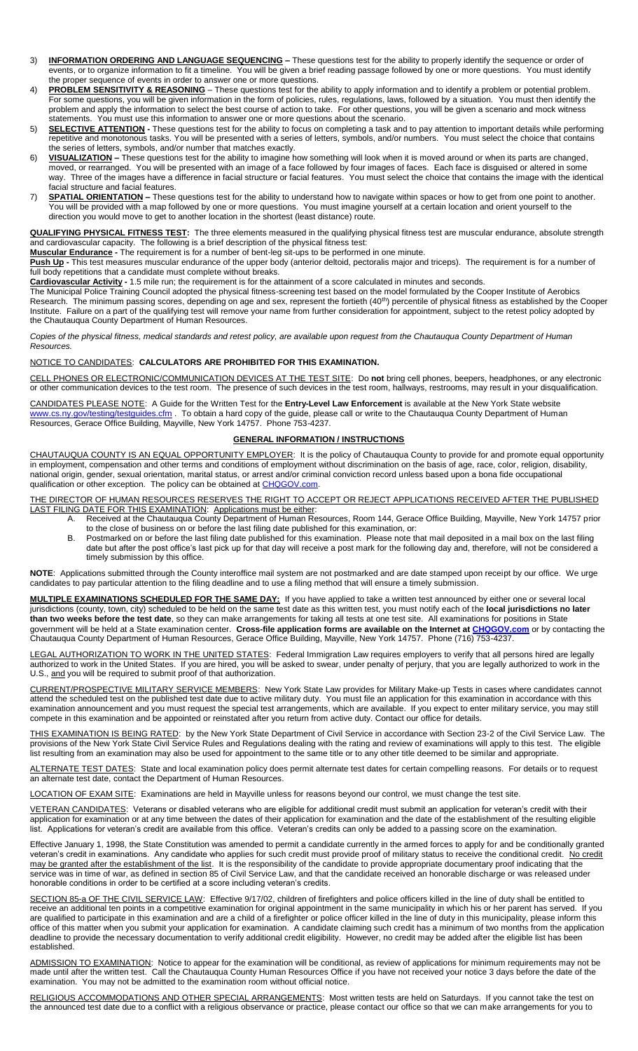3) **INFORMATION ORDERING AND LANGUAGE SEQUENCING –** These questions test for the ability to properly identify the sequence or order of events, or to organize information to fit a timeline. You will be given a brief reading passage followed by one or more questions. You must identify the proper sequence of events in order to answer one or more questions.
4) **PROBLEM SENSITIVITY & REASONING** – These questions test for the ability to apply information and to identify a problem or potential problem. For some questions, you will be given information in the form of policies, rules, regulations, laws, followed by a situation. You must then identify the problem and apply the information to select the best course of action to take. For other questions, you will be given a scenario and mock witness statements. You must use this information to answer one or more questions about the scenario.
5) **SELECTIVE ATTENTION -** These questions test for the ability to focus on completing a task and to pay attention to important details while performing repetitive and monotonous tasks. You will be presented with a series of letters, symbols, and/or numbers. You must select the choice that contains the series of letters, symbols, and/or number that matches exactly.
6) **VISUALIZATION –** These questions test for the ability to imagine how something will look when it is moved around or when its parts are changed, moved, or rearranged. You will be presented with an image of a face followed by four images of faces. Each face is disguised or altered in some way. Three of the images have a difference in facial structure or facial features. You must select the choice that contains the image with the identical facial structure and facial features.
7) **SPATIAL ORIENTATION –** These questions test for the ability to understand how to navigate within spaces or how to get from one point to another. You will be provided with a map followed by one or more questions. You must imagine yourself at a certain location and orient yourself to the direction you would move to get to another location in the shortest (least distance) route.

**QUALIFYING PHYSICAL FITNESS TEST:** The three elements measured in the qualifying physical fitness test are muscular endurance, absolute strength and cardiovascular capacity. The following is a brief description of the physical fitness test:

**Muscular Endurance -** The requirement is for a number of bent-leg sit-ups to be performed in one minute.

**Push Up -** This test measures muscular endurance of the upper body (anterior deltoid, pectoralis major and triceps). The requirement is for a number of full body repetitions that a candidate must complete without breaks.

**Cardiovascular Activity -** 1.5 mile run; the requirement is for the attainment of a score calculated in minutes and seconds.

The Municipal Police Training Council adopted the physical fitness-screening test based on the model formulated by the Cooper Institute of Aerobics Research. The minimum passing scores, depending on age and sex, represent the fortieth (40th) percentile of physical fitness as established by the Cooper Institute. Failure on a part of the qualifying test will remove your name from further consideration for appointment, subject to the retest policy adopted by the Chautauqua County Department of Human Resources.

*Copies of the physical fitness, medical standards and retest policy, are available upon request from the Chautauqua County Department of Human Resources.*

NOTICE TO CANDIDATES: **CALCULATORS ARE PROHIBITED FOR THIS EXAMINATION.**

CELL PHONES OR ELECTRONIC/COMMUNICATION DEVICES AT THE TEST SITE: Do **not** bring cell phones, beepers, headphones, or any electronic or other communication devices to the test room. The presence of such devices in the test room, hallways, restrooms, may result in your disqualification.

CANDIDATES PLEASE NOTE: A Guide for the Written Test for the **Entry-Level Law Enforcement** is available at the New York State website www.cs.ny.gov/testing/testguides.cfm . To obtain a hard copy of the guide, please call or write to the Chautauqua County Department of Human Resources, Gerace Office Building, Mayville, New York 14757. Phone 753-4237.

## GENERAL INFORMATION / INSTRUCTIONS

CHAUTAUQUA COUNTY IS AN EQUAL OPPORTUNITY EMPLOYER: It is the policy of Chautauqua County to provide for and promote equal opportunity in employment, compensation and other terms and conditions of employment without discrimination on the basis of age, race, color, religion, disability, national origin, gender, sexual orientation, marital status, or arrest and/or criminal conviction record unless based upon a bona fide occupational qualification or other exception. The policy can be obtained at CHQGOV.com.

THE DIRECTOR OF HUMAN RESOURCES RESERVES THE RIGHT TO ACCEPT OR REJECT APPLICATIONS RECEIVED AFTER THE PUBLISHED LAST FILING DATE FOR THIS EXAMINATION: Applications must be either:

A. Received at the Chautauqua County Department of Human Resources, Room 144, Gerace Office Building, Mayville, New York 14757 prior to the close of business on or before the last filing date published for this examination, or:
B. Postmarked on or before the last filing date published for this examination. Please note that mail deposited in a mail box on the last filing date but after the post office's last pick up for that day will receive a post mark for the following day and, therefore, will not be considered a timely submission by this office.

**NOTE**: Applications submitted through the County interoffice mail system are not postmarked and are date stamped upon receipt by our office. We urge candidates to pay particular attention to the filing deadline and to use a filing method that will ensure a timely submission.

**MULTIPLE EXAMINATIONS SCHEDULED FOR THE SAME DAY:** If you have applied to take a written test announced by either one or several local jurisdictions (county, town, city) scheduled to be held on the same test date as this written test, you must notify each of the **local jurisdictions no later than two weeks before the test date**, so they can make arrangements for taking all tests at one test site. All examinations for positions in State government will be held at a State examination center. **Cross-file application forms are available on the Internet at CHQGOV.com** or by contacting the Chautauqua County Department of Human Resources, Gerace Office Building, Mayville, New York 14757. Phone (716) 753-4237.

LEGAL AUTHORIZATION TO WORK IN THE UNITED STATES: Federal Immigration Law requires employers to verify that all persons hired are legally authorized to work in the United States. If you are hired, you will be asked to swear, under penalty of perjury, that you are legally authorized to work in the U.S., and you will be required to submit proof of that authorization.

CURRENT/PROSPECTIVE MILITARY SERVICE MEMBERS: New York State Law provides for Military Make-up Tests in cases where candidates cannot attend the scheduled test on the published test date due to active military duty. You must file an application for this examination in accordance with this examination announcement and you must request the special test arrangements, which are available. If you expect to enter military service, you may still compete in this examination and be appointed or reinstated after you return from active duty. Contact our office for details.

THIS EXAMINATION IS BEING RATED: by the New York State Department of Civil Service in accordance with Section 23-2 of the Civil Service Law. The provisions of the New York State Civil Service Rules and Regulations dealing with the rating and review of examinations will apply to this test. The eligible list resulting from an examination may also be used for appointment to the same title or to any other title deemed to be similar and appropriate.

ALTERNATE TEST DATES: State and local examination policy does permit alternate test dates for certain compelling reasons. For details or to request an alternate test date, contact the Department of Human Resources.

LOCATION OF EXAM SITE: Examinations are held in Mayville unless for reasons beyond our control, we must change the test site.

VETERAN CANDIDATES: Veterans or disabled veterans who are eligible for additional credit must submit an application for veteran's credit with their application for examination or at any time between the dates of their application for examination and the date of the establishment of the resulting eligible list. Applications for veteran's credit are available from this office. Veteran's credits can only be added to a passing score on the examination.

Effective January 1, 1998, the State Constitution was amended to permit a candidate currently in the armed forces to apply for and be conditionally granted veteran's credit in examinations. Any candidate who applies for such credit must provide proof of military status to receive the conditional credit. No credit may be granted after the establishment of the list. It is the responsibility of the candidate to provide appropriate documentary proof indicating that the service was in time of war, as defined in section 85 of Civil Service Law, and that the candidate received an honorable discharge or was released under honorable conditions in order to be certified at a score including veteran's credits.

SECTION 85-a OF THE CIVIL SERVICE LAW: Effective 9/17/02, children of firefighters and police officers killed in the line of duty shall be entitled to receive an additional ten points in a competitive examination for original appointment in the same municipality in which his or her parent has served. If you are qualified to participate in this examination and are a child of a firefighter or police officer killed in the line of duty in this municipality, please inform this office of this matter when you submit your application for examination. A candidate claiming such credit has a minimum of two months from the application deadline to provide the necessary documentation to verify additional credit eligibility. However, no credit may be added after the eligible list has been established.

ADMISSION TO EXAMINATION: Notice to appear for the examination will be conditional, as review of applications for minimum requirements may not be made until after the written test. Call the Chautauqua County Human Resources Office if you have not received your notice 3 days before the date of the examination. You may not be admitted to the examination room without official notice.

RELIGIOUS ACCOMMODATIONS AND OTHER SPECIAL ARRANGEMENTS: Most written tests are held on Saturdays. If you cannot take the test on the announced test date due to a conflict with a religious observance or practice, please contact our office so that we can make arrangements for you to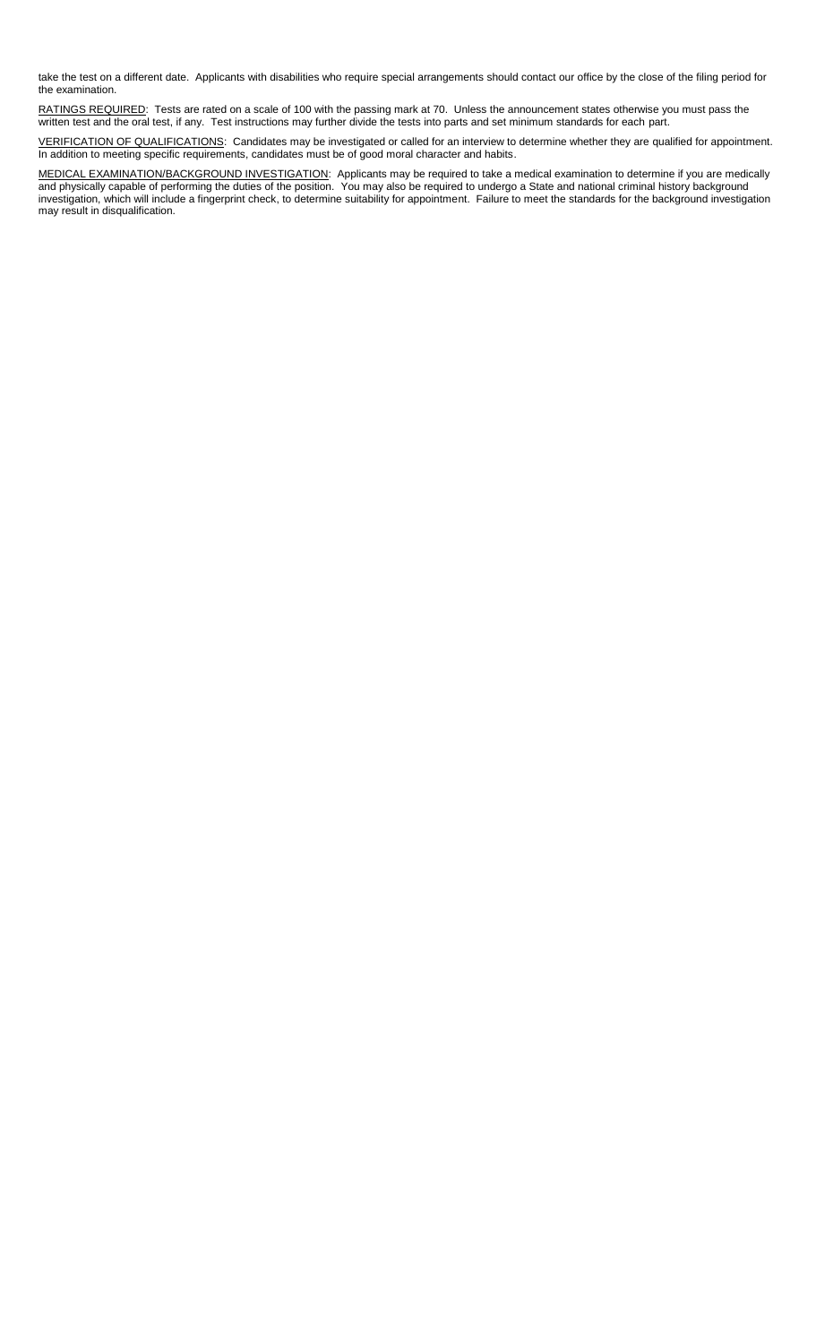take the test on a different date. Applicants with disabilities who require special arrangements should contact our office by the close of the filing period for the examination.

RATINGS REQUIRED: Tests are rated on a scale of 100 with the passing mark at 70. Unless the announcement states otherwise you must pass the written test and the oral test, if any. Test instructions may further divide the tests into parts and set minimum standards for each part.

VERIFICATION OF QUALIFICATIONS: Candidates may be investigated or called for an interview to determine whether they are qualified for appointment. In addition to meeting specific requirements, candidates must be of good moral character and habits.

MEDICAL EXAMINATION/BACKGROUND INVESTIGATION: Applicants may be required to take a medical examination to determine if you are medically and physically capable of performing the duties of the position. You may also be required to undergo a State and national criminal history background investigation, which will include a fingerprint check, to determine suitability for appointment. Failure to meet the standards for the background investigation may result in disqualification.